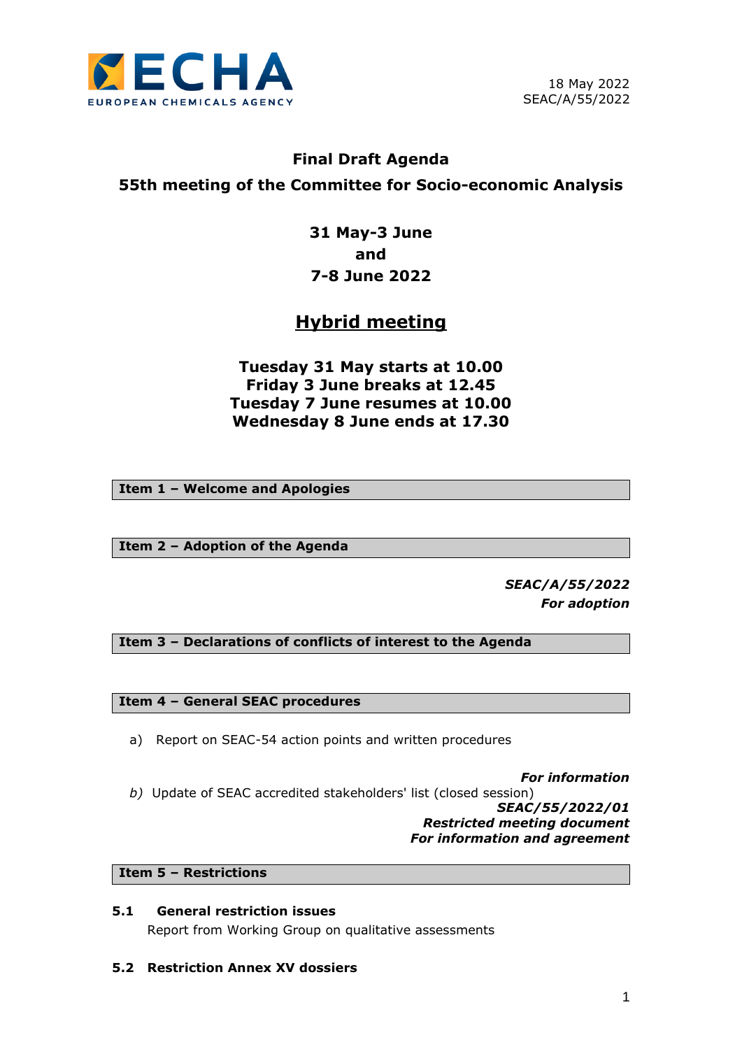ECHA

EUROPEAN CHEMICALS AGENCY

18 May 2022
SEAC/A/55/2022

# Final Draft Agenda

## 55th meeting of the Committee for Socio-economic Analysis

**31 May-3 June**
**and**
**7-8 June 2022**

## <u>Hybrid meeting</u>

**Tuesday 31 May starts at 10.00**
**Friday 3 June breaks at 12.45**
**Tuesday 7 June resumes at 10.00**
**Wednesday 8 June ends at 17.30**

### Item 1 – Welcome and Apologies

### Item 2 – Adoption of the Agenda

***SEAC/A/55/2022***
***For adoption***

### Item 3 – Declarations of conflicts of interest to the Agenda

### Item 4 – General SEAC procedures

a) Report on SEAC-54 action points and written procedures

***For information***

*b)* Update of SEAC accredited stakeholders' list (closed session)

***SEAC/55/2022/01***
***Restricted meeting document***
***For information and agreement***

### Item 5 – Restrictions

#### 5.1 General restriction issues

Report from Working Group on qualitative assessments

#### 5.2 Restriction Annex XV dossiers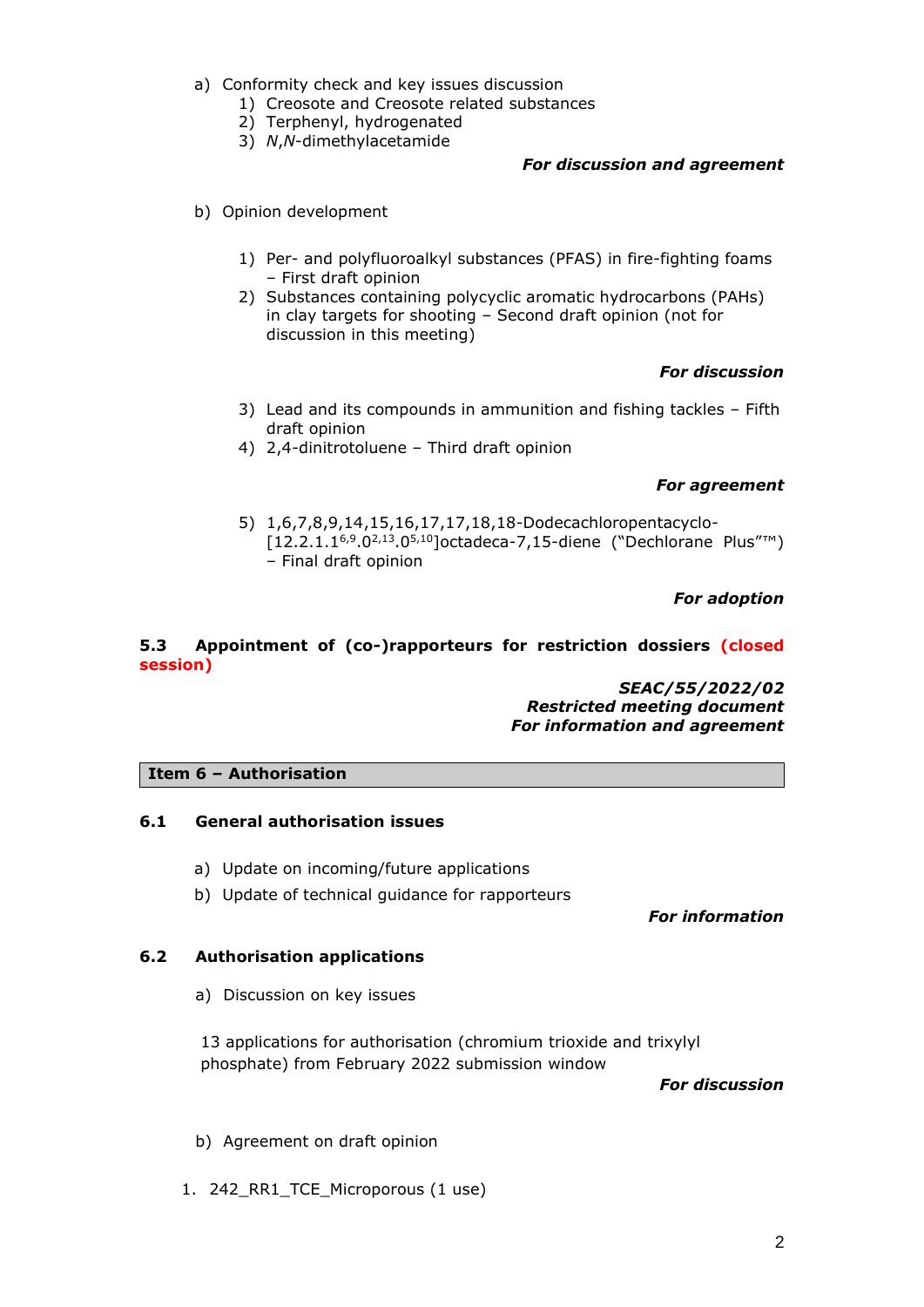a) Conformity check and key issues discussion
   1) Creosote and Creosote related substances
   2) Terphenyl, hydrogenated
   3) *N*,*N*-dimethylacetamide

***For discussion and agreement***

b) Opinion development

   1) Per- and polyfluoroalkyl substances (PFAS) in fire-fighting foams – First draft opinion
   2) Substances containing polycyclic aromatic hydrocarbons (PAHs) in clay targets for shooting – Second draft opinion (not for discussion in this meeting)

***For discussion***

   3) Lead and its compounds in ammunition and fishing tackles – Fifth draft opinion
   4) 2,4-dinitrotoluene – Third draft opinion

***For agreement***

   5) 1,6,7,8,9,14,15,16,17,17,18,18-Dodecachloropentacyclo-[12.2.1.1$^{6,9}$.0$^{2,13}$.0$^{5,10}$]octadeca-7,15-diene ("Dechlorane Plus"™) – Final draft opinion

***For adoption***

### 5.3 Appointment of (co-)rapporteurs for restriction dossiers (closed session)

***SEAC/55/2022/02***
***Restricted meeting document***
***For information and agreement***

## Item 6 – Authorisation

### 6.1 General authorisation issues

a) Update on incoming/future applications
b) Update of technical guidance for rapporteurs

***For information***

### 6.2 Authorisation applications

a) Discussion on key issues

13 applications for authorisation (chromium trioxide and trixylyl phosphate) from February 2022 submission window

***For discussion***

b) Agreement on draft opinion

1. 242_RR1_TCE_Microporous (1 use)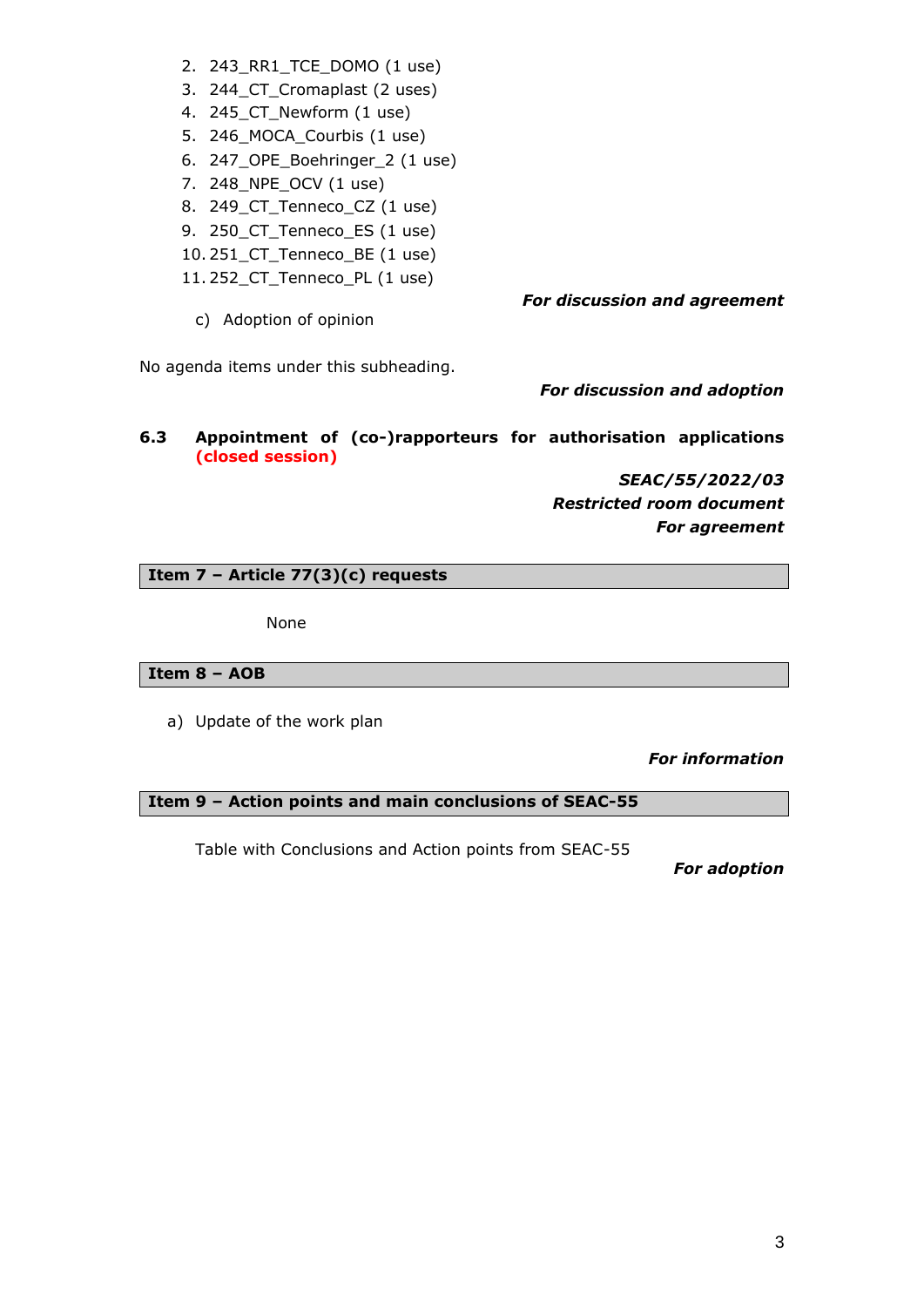2. 243_RR1_TCE_DOMO (1 use)
3. 244_CT_Cromaplast (2 uses)
4. 245_CT_Newform (1 use)
5. 246_MOCA_Courbis (1 use)
6. 247_OPE_Boehringer_2 (1 use)
7. 248_NPE_OCV (1 use)
8. 249_CT_Tenneco_CZ (1 use)
9. 250_CT_Tenneco_ES (1 use)
10. 251_CT_Tenneco_BE (1 use)
11. 252_CT_Tenneco_PL (1 use)

***For discussion and agreement***

c) Adoption of opinion

No agenda items under this subheading.

***For discussion and adoption***

### 6.3 Appointment of (co-)rapporteurs for authorisation applications (closed session)

***SEAC/55/2022/03***
***Restricted room document***
***For agreement***

## Item 7 – Article 77(3)(c) requests

None

## Item 8 – AOB

a) Update of the work plan

***For information***

## Item 9 – Action points and main conclusions of SEAC-55

Table with Conclusions and Action points from SEAC-55

***For adoption***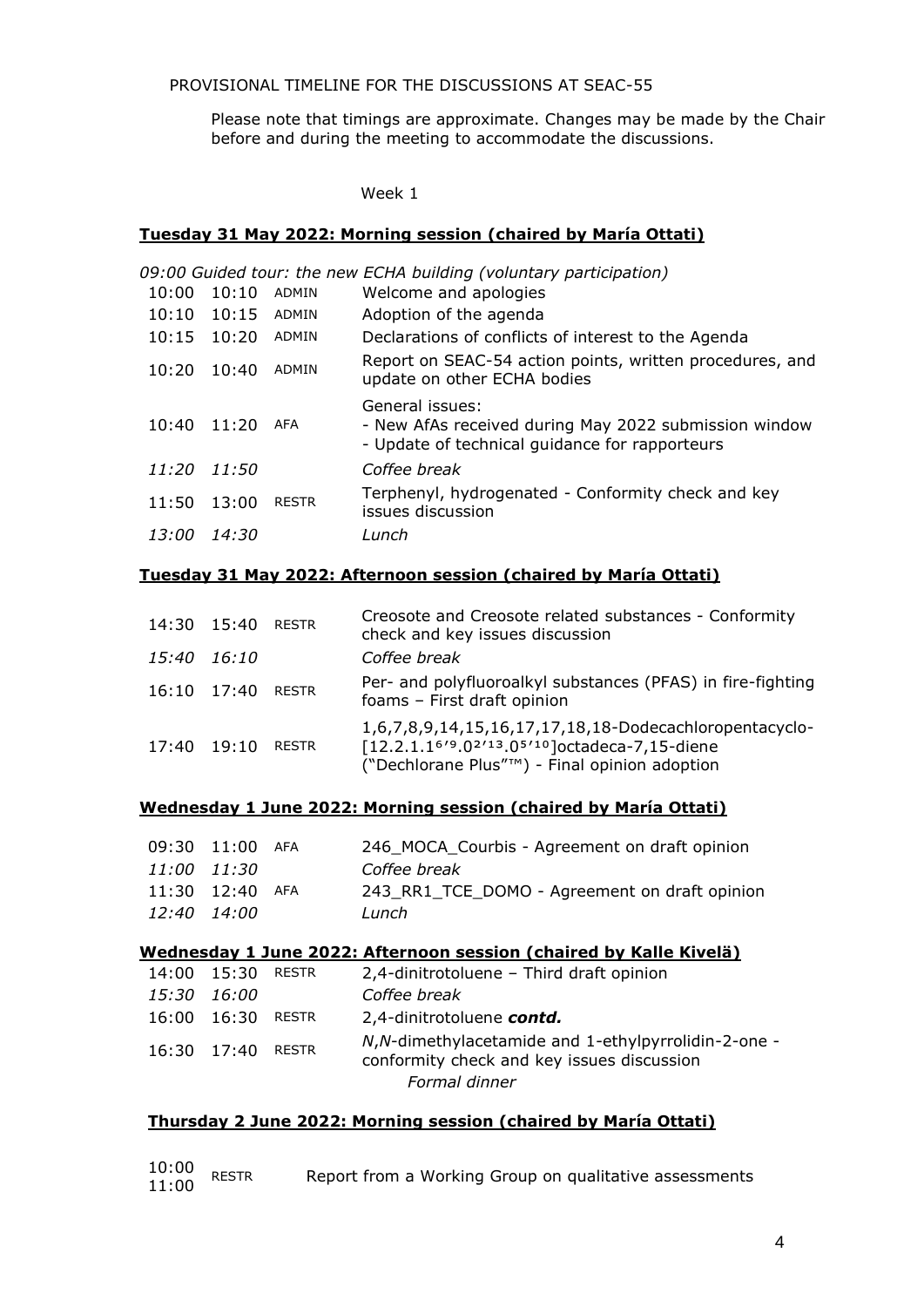PROVISIONAL TIMELINE FOR THE DISCUSSIONS AT SEAC-55

Please note that timings are approximate. Changes may be made by the Chair before and during the meeting to accommodate the discussions.

Week 1

**Tuesday 31 May 2022: Morning session (chaired by María Ottati)**

*09:00 Guided tour: the new ECHA building (voluntary participation)*

| | | | |
|---|---|---|---|
| 10:00 | 10:10 | ADMIN | Welcome and apologies |
| 10:10 | 10:15 | ADMIN | Adoption of the agenda |
| 10:15 | 10:20 | ADMIN | Declarations of conflicts of interest to the Agenda |
| 10:20 | 10:40 | ADMIN | Report on SEAC-54 action points, written procedures, and update on other ECHA bodies |
| 10:40 | 11:20 | AFA | General issues:<br>- New AfAs received during May 2022 submission window<br>- Update of technical guidance for rapporteurs |
| *11:20* | *11:50* | | *Coffee break* |
| 11:50 | 13:00 | RESTR | Terphenyl, hydrogenated - Conformity check and key issues discussion |
| *13:00* | *14:30* | | *Lunch* |

**Tuesday 31 May 2022: Afternoon session (chaired by María Ottati)**

| | | | |
|---|---|---|---|
| 14:30 | 15:40 | RESTR | Creosote and Creosote related substances - Conformity check and key issues discussion |
| *15:40* | *16:10* | | *Coffee break* |
| 16:10 | 17:40 | RESTR | Per- and polyfluoroalkyl substances (PFAS) in fire-fighting foams – First draft opinion |
| 17:40 | 19:10 | RESTR | 1,6,7,8,9,14,15,16,17,17,18,18-Dodecachloropentacyclo-[12.2.1.1$^{6,9}$.0$^{2,13}$.0$^{5,10}$]octadeca-7,15-diene ("Dechlorane Plus"™) - Final opinion adoption |

**Wednesday 1 June 2022: Morning session (chaired by María Ottati)**

| | | | |
|---|---|---|---|
| 09:30 | 11:00 | AFA | 246_MOCA_Courbis - Agreement on draft opinion |
| *11:00* | *11:30* | | *Coffee break* |
| 11:30 | 12:40 | AFA | 243_RR1_TCE_DOMO - Agreement on draft opinion |
| *12:40* | *14:00* | | *Lunch* |

**Wednesday 1 June 2022: Afternoon session (chaired by Kalle Kivelä)**

| | | | |
|---|---|---|---|
| 14:00 | 15:30 | RESTR | 2,4-dinitrotoluene – Third draft opinion |
| *15:30* | *16:00* | | *Coffee break* |
| 16:00 | 16:30 | RESTR | 2,4-dinitrotoluene ***contd.*** |
| 16:30 | 17:40 | RESTR | *N*,*N*-dimethylacetamide and 1-ethylpyrrolidin-2-one - conformity check and key issues discussion |
| | | | *Formal dinner* |

**Thursday 2 June 2022: Morning session (chaired by María Ottati)**

| | | | |
|---|---|---|---|
| 10:00 | 11:00 | RESTR | Report from a Working Group on qualitative assessments |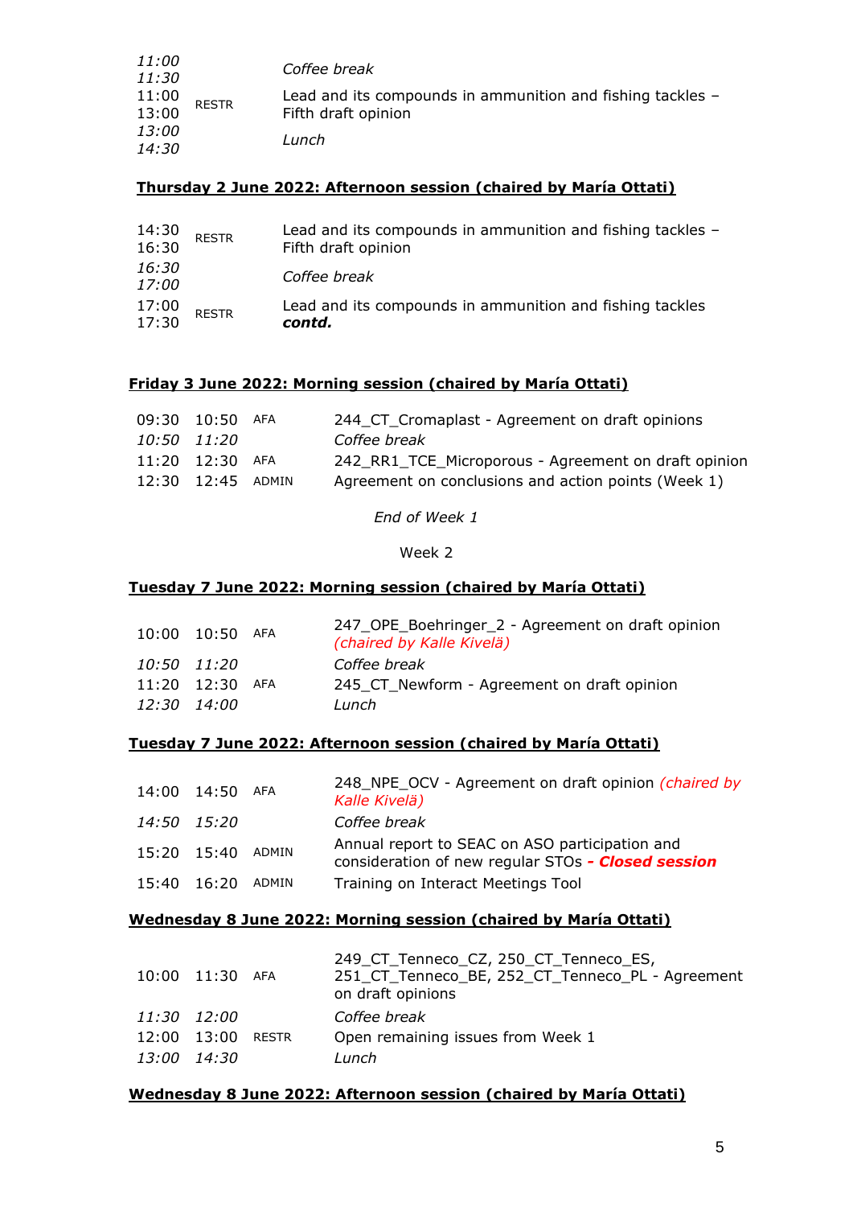| | | | |
|---|---|---|---|
| *11:00* | *11:30* | | *Coffee break* |
| 11:00 | 13:00 | RESTR | Lead and its compounds in ammunition and fishing tackles – Fifth draft opinion |
| *13:00* | *14:30* | | *Lunch* |

**Thursday 2 June 2022: Afternoon session (chaired by María Ottati)**

| | | | |
|---|---|---|---|
| 14:30 | 16:30 | RESTR | Lead and its compounds in ammunition and fishing tackles – Fifth draft opinion |
| *16:30* | *17:00* | | *Coffee break* |
| 17:00 | 17:30 | RESTR | Lead and its compounds in ammunition and fishing tackles ***contd.*** |

**Friday 3 June 2022: Morning session (chaired by María Ottati)**

| | | | |
|---|---|---|---|
| 09:30 | 10:50 | AFA | 244_CT_Cromaplast - Agreement on draft opinions |
| *10:50* | *11:20* | | *Coffee break* |
| 11:20 | 12:30 | AFA | 242_RR1_TCE_Microporous - Agreement on draft opinion |
| 12:30 | 12:45 | ADMIN | Agreement on conclusions and action points (Week 1) |

*End of Week 1*

Week 2

**Tuesday 7 June 2022: Morning session (chaired by María Ottati)**

| | | | |
|---|---|---|---|
| 10:00 | 10:50 | AFA | 247_OPE_Boehringer_2 - Agreement on draft opinion *(chaired by Kalle Kivelä)* |
| *10:50* | *11:20* | | *Coffee break* |
| 11:20 | 12:30 | AFA | 245_CT_Newform - Agreement on draft opinion |
| *12:30* | *14:00* | | *Lunch* |

**Tuesday 7 June 2022: Afternoon session (chaired by María Ottati)**

| | | | |
|---|---|---|---|
| 14:00 | 14:50 | AFA | 248_NPE_OCV - Agreement on draft opinion *(chaired by Kalle Kivelä)* |
| *14:50* | *15:20* | | *Coffee break* |
| 15:20 | 15:40 | ADMIN | Annual report to SEAC on ASO participation and consideration of new regular STOs ***- Closed session*** |
| 15:40 | 16:20 | ADMIN | Training on Interact Meetings Tool |

**Wednesday 8 June 2022: Morning session (chaired by María Ottati)**

| | | | |
|---|---|---|---|
| 10:00 | 11:30 | AFA | 249_CT_Tenneco_CZ, 250_CT_Tenneco_ES, 251_CT_Tenneco_BE, 252_CT_Tenneco_PL - Agreement on draft opinions |
| *11:30* | *12:00* | | *Coffee break* |
| 12:00 | 13:00 | RESTR | Open remaining issues from Week 1 |
| *13:00* | *14:30* | | *Lunch* |

**Wednesday 8 June 2022: Afternoon session (chaired by María Ottati)**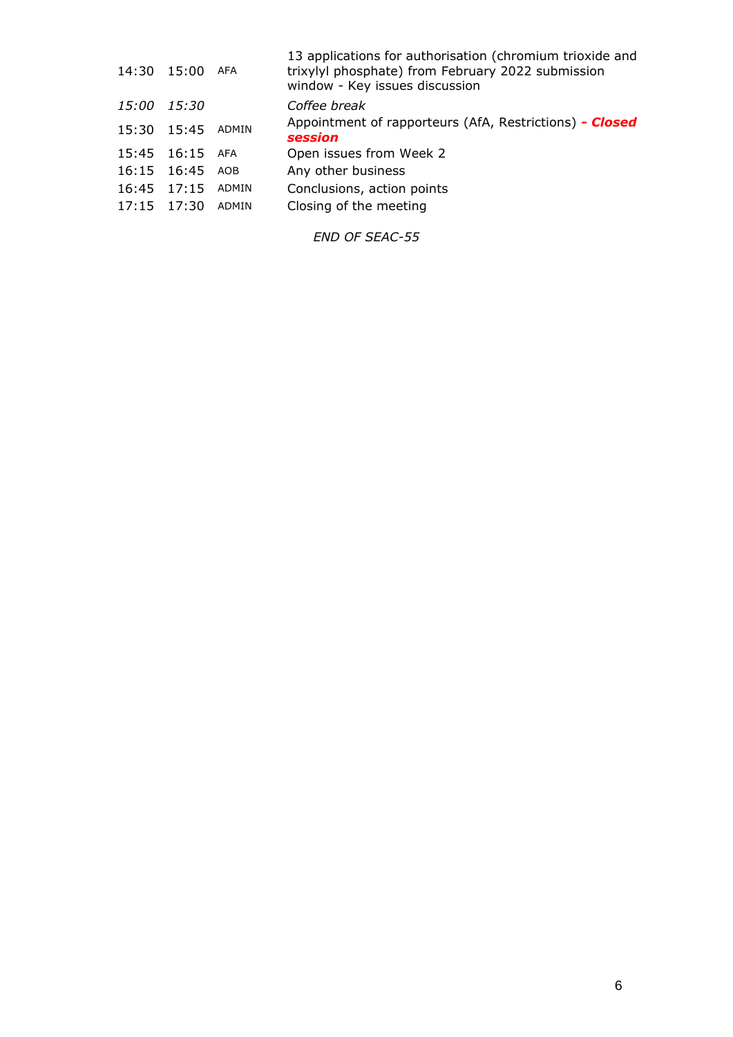| | | | |
|---|---|---|---|
| 14:30 | 15:00 | AFA | 13 applications for authorisation (chromium trioxide and trixylyl phosphate) from February 2022 submission window - Key issues discussion |
| *15:00* | *15:30* | | *Coffee break* |
| 15:30 | 15:45 | ADMIN | Appointment of rapporteurs (AfA, Restrictions) ***- Closed session*** |
| 15:45 | 16:15 | AFA | Open issues from Week 2 |
| 16:15 | 16:45 | AOB | Any other business |
| 16:45 | 17:15 | ADMIN | Conclusions, action points |
| 17:15 | 17:30 | ADMIN | Closing of the meeting |

*END OF SEAC-55*